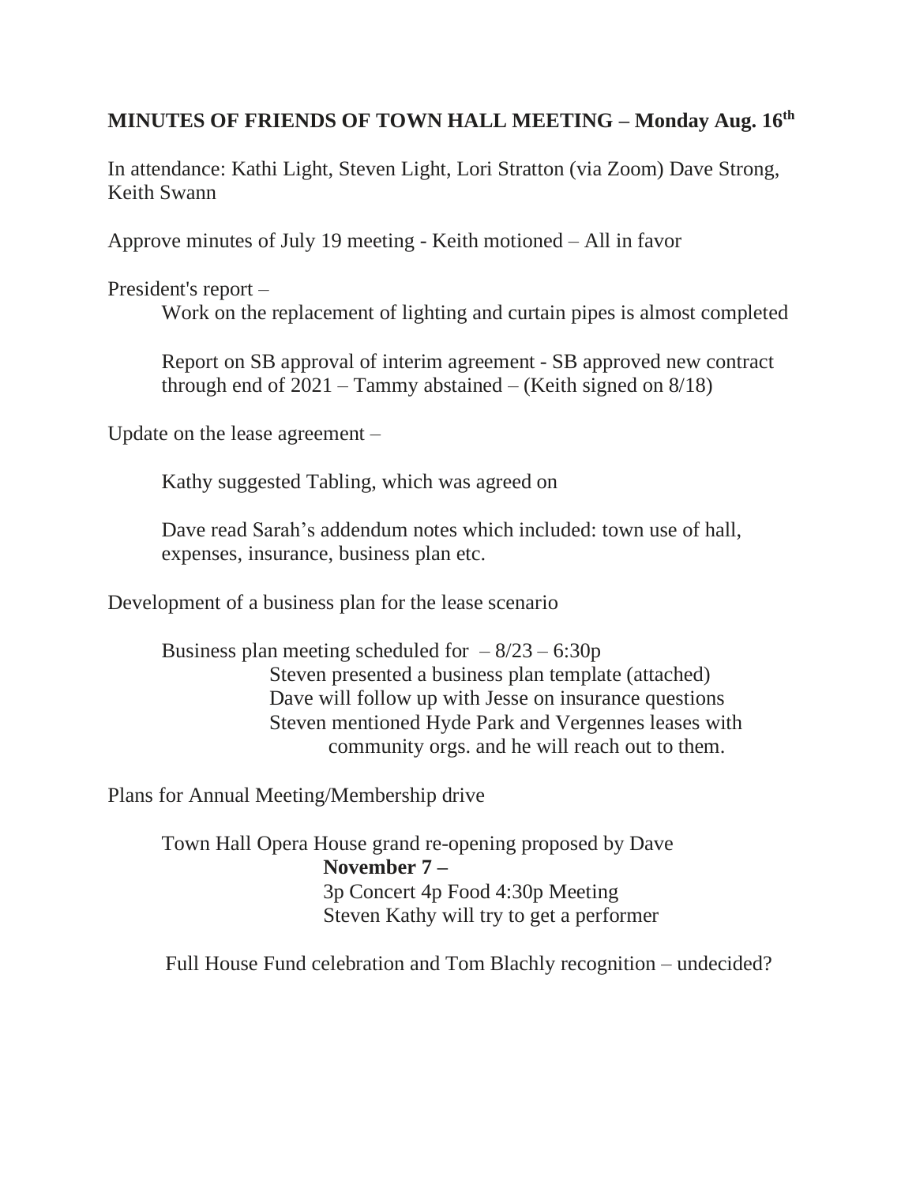**MINUTES OF FRIENDS OF TOWN HALL MEETING – Monday Aug. 16th**

In attendance: Kathi Light, Steven Light, Lori Stratton (via Zoom) Dave Strong, Keith Swann

Approve minutes of July 19 meeting - Keith motioned – All in favor

President's report –

Work on the replacement of lighting and curtain pipes is almost completed

Report on SB approval of interim agreement - SB approved new contract through end of 2021 – Tammy abstained – (Keith signed on 8/18)

Update on the lease agreement –

Kathy suggested Tabling, which was agreed on

Dave read Sarah's addendum notes which included: town use of hall, expenses, insurance, business plan etc.

Development of a business plan for the lease scenario

Business plan meeting scheduled for – 8/23 – 6:30p

Steven presented a business plan template (attached)

Dave will follow up with Jesse on insurance questions

Steven mentioned Hyde Park and Vergennes leases with community orgs. and he will reach out to them.

Plans for Annual Meeting/Membership drive

Town Hall Opera House grand re-opening proposed by Dave

**November 7 –**

3p Concert 4p Food 4:30p Meeting

Steven Kathy will try to get a performer

Full House Fund celebration and Tom Blachly recognition – undecided?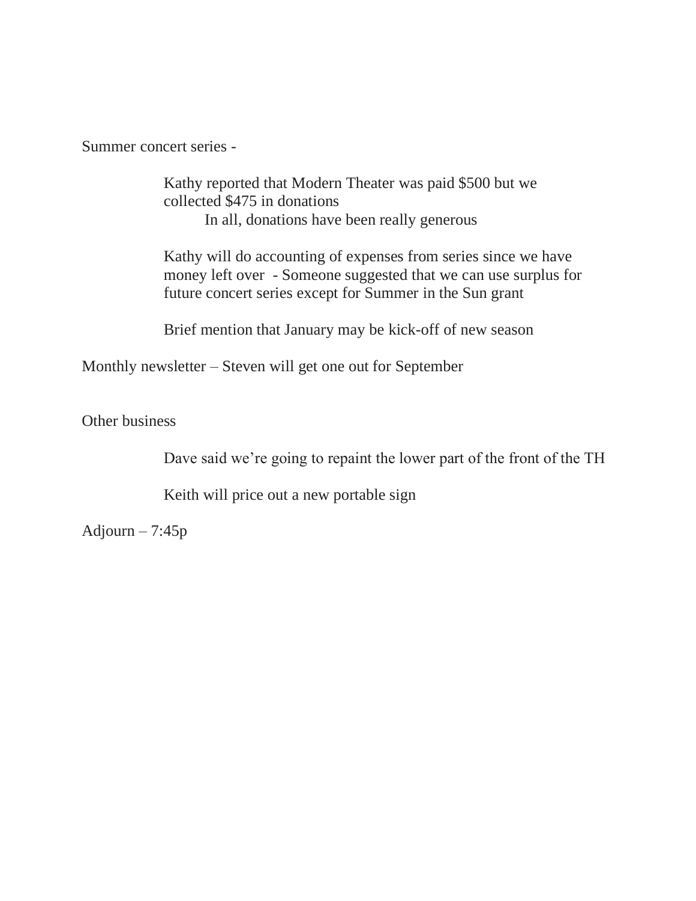Summer concert series -

> Kathy reported that Modern Theater was paid $500 but we collected $475 in donations
>
> > In all, donations have been really generous
>
> Kathy will do accounting of expenses from series since we have money left over - Someone suggested that we can use surplus for future concert series except for Summer in the Sun grant
>
> Brief mention that January may be kick-off of new season

Monthly newsletter – Steven will get one out for September

Other business

> Dave said we're going to repaint the lower part of the front of the TH
>
> Keith will price out a new portable sign

Adjourn – 7:45p